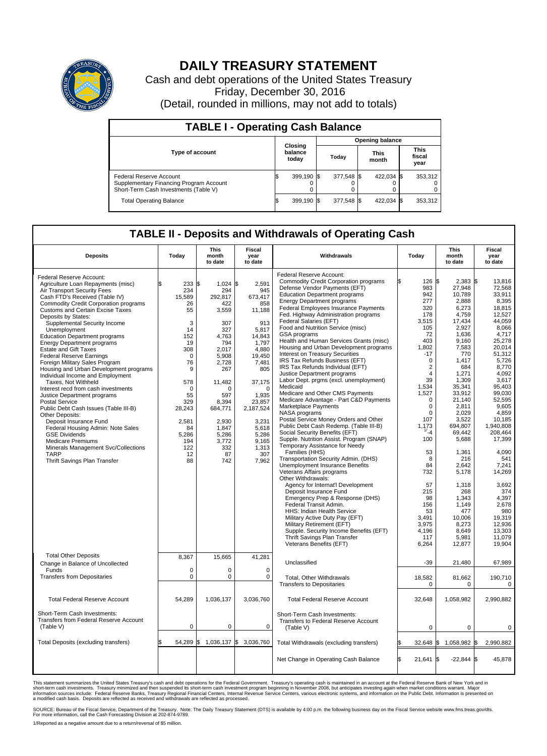# DAILY TREASURY STATEMENT

Cash and debt operations of the United States Treasury

Friday, December 30, 2016

(Detail, rounded in millions, may not add to totals)

## TABLE I - Operating Cash Balance

| Type of account | Closing balance today | Opening balance Today | Opening balance This month | Opening balance This fiscal year |
|---|---|---|---|---|
| Federal Reserve Account | $ 399,190 | $ 377,548 | $ 422,034 | $ 353,312 |
| Supplementary Financing Program Account | 0 | 0 | 0 | 0 |
| Short-Term Cash Investments (Table V) | 0 | 0 | 0 | 0 |
| Total Operating Balance | $ 399,190 | $ 377,548 | $ 422,034 | $ 353,312 |

## TABLE II - Deposits and Withdrawals of Operating Cash

| Deposits | Today | This month to date | Fiscal year to date | Withdrawals | Today | This month to date | Fiscal year to date |
|---|---|---|---|---|---|---|---|
| Federal Reserve Account: | | | | Federal Reserve Account: | | | |
| Agriculture Loan Repayments (misc) | $ 233 | $ 1,024 | $ 2,591 | Commodity Credit Corporation programs | $ 126 | $ 2,383 | $ 13,816 |
| Air Transport Security Fees | 234 | 294 | 945 | Defense Vendor Payments (EFT) | 983 | 27,948 | 72,568 |
| Cash FTD's Received (Table IV) | 15,589 | 292,817 | 673,417 | Education Department programs | 942 | 10,789 | 33,911 |
| Commodity Credit Corporation programs | 26 | 422 | 858 | Energy Department programs | 277 | 2,888 | 8,395 |
| Customs and Certain Excise Taxes | 55 | 3,559 | 11,188 | Federal Employees Insurance Payments | 320 | 6,273 | 18,815 |
| Deposits by States: | | | | Fed. Highway Administration programs | 178 | 4,759 | 12,527 |
| Supplemental Security Income | 3 | 307 | 913 | Federal Salaries (EFT) | 3,515 | 17,434 | 44,059 |
| Unemployment | 14 | 327 | 5,817 | Food and Nutrition Service (misc) | 105 | 2,927 | 8,066 |
| Education Department programs | 152 | 4,763 | 14,843 | GSA programs | 72 | 1,636 | 4,717 |
| Energy Department programs | 19 | 794 | 1,797 | Health and Human Services Grants (misc) | 403 | 9,160 | 25,278 |
| Estate and Gift Taxes | 308 | 2,017 | 4,880 | Housing and Urban Development programs | 1,802 | 7,583 | 20,014 |
| Federal Reserve Earnings | 0 | 5,908 | 19,450 | Interest on Treasury Securities | -17 | 770 | 51,312 |
| Foreign Military Sales Program | 76 | 2,728 | 7,481 | IRS Tax Refunds Business (EFT) | 0 | 1,417 | 5,726 |
| Housing and Urban Development programs | 9 | 267 | 805 | IRS Tax Refunds Individual (EFT) | 2 | 684 | 8,770 |
| Individual Income and Employment Taxes, Not Withheld | 578 | 11,482 | 37,175 | Justice Department programs | 4 | 1,271 | 4,092 |
| Interest recd from cash investments | 0 | 0 | 0 | Labor Dept. prgms (excl. unemployment) | 39 | 1,309 | 3,617 |
| Justice Department programs | 55 | 597 | 1,935 | Medicaid | 1,534 | 35,341 | 95,403 |
| Postal Service | 329 | 8,394 | 23,857 | Medicare and Other CMS Payments | 1,527 | 33,912 | 99,030 |
| Public Debt Cash Issues (Table III-B) | 28,243 | 684,771 | 2,187,524 | Medicare Advantage - Part C&D Payments | 0 | 21,140 | 52,595 |
| Other Deposits: | | | | Marketplace Payments | 0 | 2,811 | 9,605 |
| Deposit Insurance Fund | 2,581 | 2,930 | 3,231 | NASA programs | 0 | 2,029 | 4,859 |
| Federal Housing Admin: Note Sales | 84 | 1,847 | 5,618 | Postal Service Money Orders and Other | 107 | 3,522 | 10,185 |
| GSE Dividends | 5,286 | 5,286 | 5,286 | Public Debt Cash Redemp. (Table III-B) | 1,173 | 694,807 | 1,940,808 |
| Medicare Premiums | 194 | 3,772 | 9,165 | Social Security Benefits (EFT) | 1/ -4 | 69,442 | 208,464 |
| Minerals Management Svc/Collections | 122 | 332 | 1,313 | Supple. Nutrition Assist. Program (SNAP) | 100 | 5,688 | 17,399 |
| TARP | 12 | 87 | 307 | Temporary Assistance for Needy Families (HHS) | 53 | 1,361 | 4,090 |
| Thrift Savings Plan Transfer | 88 | 742 | 7,962 | Transportation Security Admin. (DHS) | 8 | 216 | 541 |
| | | | | Unemployment Insurance Benefits | 84 | 2,642 | 7,241 |
| | | | | Veterans Affairs programs | 732 | 5,178 | 14,269 |
| | | | | Other Withdrawals: | | | |
| | | | | Agency for Internat'l Development | 57 | 1,318 | 3,692 |
| | | | | Deposit Insurance Fund | 215 | 268 | 374 |
| | | | | Emergency Prep & Response (DHS) | 98 | 1,343 | 4,397 |
| | | | | Federal Transit Admin. | 156 | 1,149 | 2,678 |
| | | | | HHS: Indian Health Service | 53 | 477 | 980 |
| | | | | Military Active Duty Pay (EFT) | 3,491 | 10,006 | 19,319 |
| | | | | Military Retirement (EFT) | 3,975 | 8,273 | 12,936 |
| | | | | Supple. Security Income Benefits (EFT) | 4,196 | 8,649 | 13,303 |
| | | | | Thrift Savings Plan Transfer | 117 | 5,981 | 11,079 |
| | | | | Veterans Benefits (EFT) | 6,264 | 12,877 | 19,904 |
| Total Other Deposits | 8,367 | 15,665 | 41,281 | Unclassified | -39 | 21,480 | 67,989 |
| Change in Balance of Uncollected Funds | 0 | 0 | 0 | | | | |
| Transfers from Depositaries | 0 | 0 | 0 | Total, Other Withdrawals | 18,582 | 81,662 | 190,710 |
| | | | | Transfers to Depositaries | 0 | 0 | 0 |
| Total Federal Reserve Account | 54,289 | 1,036,137 | 3,036,760 | Total Federal Reserve Account | 32,648 | 1,058,982 | 2,990,882 |
| Short-Term Cash Investments: Transfers from Federal Reserve Account (Table V) | 0 | 0 | 0 | Short-Term Cash Investments: Transfers to Federal Reserve Account (Table V) | 0 | 0 | 0 |
| Total Deposits (excluding transfers) | $ 54,289 | $ 1,036,137 | $ 3,036,760 | Total Withdrawals (excluding transfers) | $ 32,648 | $ 1,058,982 | $ 2,990,882 |
| | | | | Net Change in Operating Cash Balance | $ 21,641 | $ -22,844 | $ 45,878 |

This statement summarizes the United States Treasury's cash and debt operations for the Federal Government. Treasury's operating cash is maintained in an account at the Federal Reserve Bank of New York and in short-term cash investments. Treasury minimized and then suspended its short-term cash investment program beginning in November 2008, but anticipates investing again when market conditions warrant. Major information sources include: Federal Reserve Banks, Treasury Regional Financial Centers, Internal Revenue Service Centers, various electronic systems, and information on the Public Debt. Information is presented on a modified cash basis. Deposits are reflected as received and withdrawals are reflected as processed.

SOURCE: Bureau of the Fiscal Service, Department of the Treasury. Note: The Daily Treasury Statement (DTS) is available by 4:00 p.m. the following business day on the Fiscal Service website www.fms.treas.gov/dts. For more information, call the Cash Forecasting Division at 202-874-9789.

1/Reported as a negative amount due to a return/reversal of $5 million.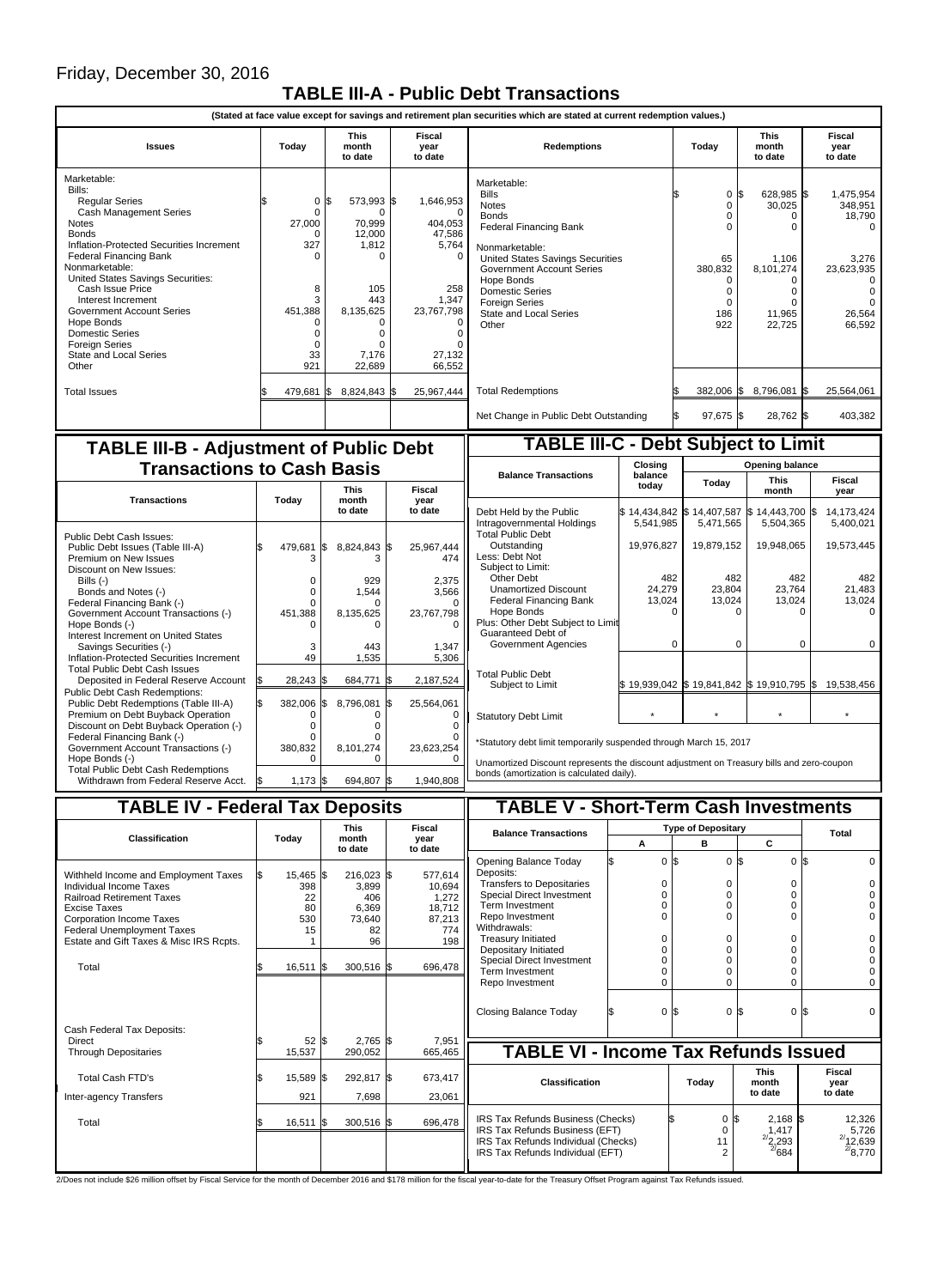Friday, December 30, 2016

# TABLE III-A - Public Debt Transactions

(Stated at face value except for savings and retirement plan securities which are stated at current redemption values.)

| Issues | Today | This month to date | Fiscal year to date |
|---|---|---|---|
| Marketable: | | | |
| Bills: | | | |
| Regular Series | $ 0 | $ 573,993 | $ 1,646,953 |
| Cash Management Series | 0 | 0 | 0 |
| Notes | 27,000 | 70,999 | 404,053 |
| Bonds | 0 | 12,000 | 47,586 |
| Inflation-Protected Securities Increment | 327 | 1,812 | 5,764 |
| Federal Financing Bank | 0 | 0 | 0 |
| Nonmarketable: | | | |
| United States Savings Securities: | | | |
| Cash Issue Price | 8 | 105 | 258 |
| Interest Increment | 3 | 443 | 1,347 |
| Government Account Series | 451,388 | 8,135,625 | 23,767,798 |
| Hope Bonds | 0 | 0 | 0 |
| Domestic Series | 0 | 0 | 0 |
| Foreign Series | 0 | 0 | 0 |
| State and Local Series | 33 | 7,176 | 27,132 |
| Other | 921 | 22,689 | 66,552 |
| Total Issues | $ 479,681 | $ 8,824,843 | $ 25,967,444 |

| Redemptions | Today | This month to date | Fiscal year to date |
|---|---|---|---|
| Marketable: | | | |
| Bills | $ 0 | $ 628,985 | $ 1,475,954 |
| Notes | 0 | 30,025 | 348,951 |
| Bonds | 0 | 0 | 18,790 |
| Federal Financing Bank | 0 | 0 | 0 |
| Nonmarketable: | | | |
| United States Savings Securities | 65 | 1,106 | 3,276 |
| Government Account Series | 380,832 | 8,101,274 | 23,623,935 |
| Hope Bonds | 0 | 0 | 0 |
| Domestic Series | 0 | 0 | 0 |
| Foreign Series | 0 | 0 | 0 |
| State and Local Series | 186 | 11,965 | 26,564 |
| Other | 922 | 22,725 | 66,592 |
| Total Redemptions | $ 382,006 | $ 8,796,081 | $ 25,564,061 |
| Net Change in Public Debt Outstanding | $ 97,675 | $ 28,762 | $ 403,382 |

# TABLE III-B - Adjustment of Public Debt Transactions to Cash Basis

| Transactions | Today | This month to date | Fiscal year to date |
|---|---|---|---|
| Public Debt Cash Issues: | | | |
| Public Debt Issues (Table III-A) | $ 479,681 | $ 8,824,843 | $ 25,967,444 |
| Premium on New Issues | 3 | 3 | 474 |
| Discount on New Issues: | | | |
| Bills (-) | 0 | 929 | 2,375 |
| Bonds and Notes (-) | 0 | 1,544 | 3,566 |
| Federal Financing Bank (-) | 0 | 0 | 0 |
| Government Account Transactions (-) | 451,388 | 8,135,625 | 23,767,798 |
| Hope Bonds (-) | 0 | 0 | 0 |
| Interest Increment on United States Savings Securities (-) | 3 | 443 | 1,347 |
| Inflation-Protected Securities Increment | 49 | 1,535 | 5,306 |
| Total Public Debt Cash Issues Deposited in Federal Reserve Account | $ 28,243 | $ 684,771 | $ 2,187,524 |
| Public Debt Cash Redemptions: | | | |
| Public Debt Redemptions (Table III-A) | $ 382,006 | $ 8,796,081 | $ 25,564,061 |
| Premium on Debt Buyback Operation | 0 | 0 | 0 |
| Discount on Debt Buyback Operation (-) | 0 | 0 | 0 |
| Federal Financing Bank (-) | 0 | 0 | 0 |
| Government Account Transactions (-) | 380,832 | 8,101,274 | 23,623,254 |
| Hope Bonds (-) | 0 | 0 | 0 |
| Total Public Debt Cash Redemptions Withdrawn from Federal Reserve Acct. | $ 1,173 | $ 694,807 | $ 1,940,808 |

# TABLE III-C - Debt Subject to Limit

| Balance Transactions | Closing balance today | Opening balance Today | Opening balance This month | Opening balance Fiscal year |
|---|---|---|---|---|
| Debt Held by the Public | $ 14,434,842 | $ 14,407,587 | $ 14,443,700 | $ 14,173,424 |
| Intragovernmental Holdings | 5,541,985 | 5,471,565 | 5,504,365 | 5,400,021 |
| Total Public Debt Outstanding | 19,976,827 | 19,879,152 | 19,948,065 | 19,573,445 |
| Less: Debt Not Subject to Limit: | | | | |
| Other Debt | 482 | 482 | 482 | 482 |
| Unamortized Discount | 24,279 | 23,804 | 23,764 | 21,483 |
| Federal Financing Bank | 13,024 | 13,024 | 13,024 | 13,024 |
| Hope Bonds | 0 | 0 | 0 | 0 |
| Plus: Other Debt Subject to Limit | | | | |
| Guaranteed Debt of Government Agencies | 0 | 0 | 0 | 0 |
| Total Public Debt Subject to Limit | $ 19,939,042 | $ 19,841,842 | $ 19,910,795 | $ 19,538,456 |
| Statutory Debt Limit | * | * | * | * |

*Statutory debt limit temporarily suspended through March 15, 2017

Unamortized Discount represents the discount adjustment on Treasury bills and zero-coupon bonds (amortization is calculated daily).

# TABLE IV - Federal Tax Deposits

| Classification | Today | This month to date | Fiscal year to date |
|---|---|---|---|
| Withheld Income and Employment Taxes | $ 15,465 | $ 216,023 | $ 577,614 |
| Individual Income Taxes | 398 | 3,899 | 10,694 |
| Railroad Retirement Taxes | 22 | 406 | 1,272 |
| Excise Taxes | 80 | 6,369 | 18,712 |
| Corporation Income Taxes | 530 | 73,640 | 87,213 |
| Federal Unemployment Taxes | 15 | 82 | 774 |
| Estate and Gift Taxes & Misc IRS Rcpts. | 1 | 96 | 198 |
| Total | $ 16,511 | $ 300,516 | $ 696,478 |
| Cash Federal Tax Deposits: | | | |
| Direct | $ 52 | $ 2,765 | $ 7,951 |
| Through Depositaries | 15,537 | 290,052 | 665,465 |
| Total Cash FTD's | $ 15,589 | $ 292,817 | $ 673,417 |
| Inter-agency Transfers | 921 | 7,698 | 23,061 |
| Total | $ 16,511 | $ 300,516 | $ 696,478 |

# TABLE V - Short-Term Cash Investments

| Balance Transactions | Type of Depositary A | Type of Depositary B | Type of Depositary C | Total |
|---|---|---|---|---|
| Opening Balance Today | $ 0 | $ 0 | $ 0 | $ 0 |
| Deposits: | | | | |
| Transfers to Depositaries | 0 | 0 | 0 | 0 |
| Special Direct Investment | 0 | 0 | 0 | 0 |
| Term Investment | 0 | 0 | 0 | 0 |
| Repo Investment | 0 | 0 | 0 | 0 |
| Withdrawals: | | | | |
| Treasury Initiated | 0 | 0 | 0 | 0 |
| Depositary Initiated | 0 | 0 | 0 | 0 |
| Special Direct Investment | 0 | 0 | 0 | 0 |
| Term Investment | 0 | 0 | 0 | 0 |
| Repo Investment | 0 | 0 | 0 | 0 |
| Closing Balance Today | $ 0 | $ 0 | $ 0 | $ 0 |

# TABLE VI - Income Tax Refunds Issued

| Classification | Today | This month to date | Fiscal year to date |
|---|---|---|---|
| IRS Tax Refunds Business (Checks) | $ 0 | $ 2,168 | $ 12,326 |
| IRS Tax Refunds Business (EFT) | 0 | 1,417 | 5,726 |
| IRS Tax Refunds Individual (Checks) | 11 | 2/ 2,293 | 2/ 12,639 |
| IRS Tax Refunds Individual (EFT) | 2 | 2/ 684 | 2/ 8,770 |

2/Does not include $26 million offset by Fiscal Service for the month of December 2016 and $178 million for the fiscal year-to-date for the Treasury Offset Program against Tax Refunds issued.